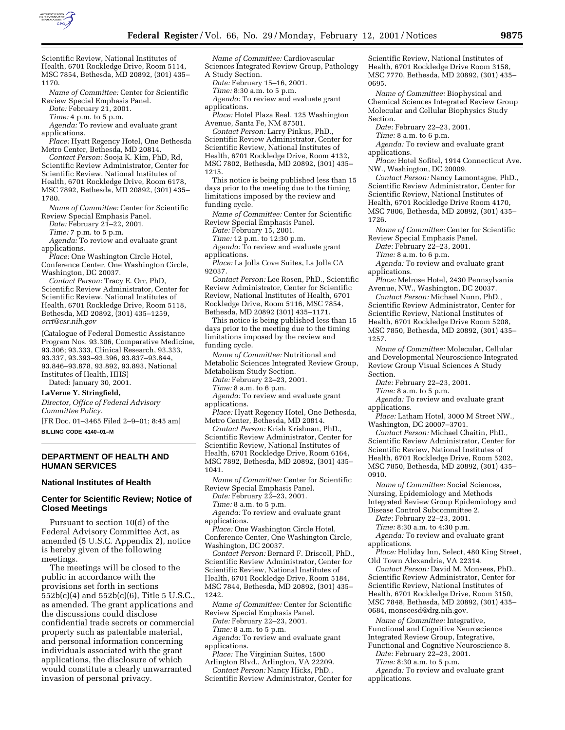Scientific Review, National Institutes of Health, 6701 Rockledge Drive, Room 5114, MSC 7854, Bethesda, MD 20892, (301) 435–1170.

*Name of Committee:* Center for Scientific Review Special Emphasis Panel.

*Date:* February 21, 2001.

*Time:* 4 p.m. to 5 p.m.

*Agenda:* To review and evaluate grant applications.

*Place:* Hyatt Regency Hotel, One Bethesda Metro Center, Bethesda, MD 20814.

*Contact Person:* Sooja K. Kim, PhD, Rd, Scientific Review Administrator, Center for Scientific Review, National Institutes of Health, 6701 Rockledge Drive, Room 6178, MSC 7892, Bethesda, MD 20892, (301) 435–1780.

*Name of Committee:* Center for Scientific Review Special Emphasis Panel.

*Date:* February 21–22, 2001.

*Time:* 7 p.m. to 5 p.m.

*Agenda:* To review and evaluate grant applications.

*Place:* One Washington Circle Hotel, Conference Center, One Washington Circle, Washington, DC 20037.

*Contact Person:* Tracy E. Orr, PhD, Scientific Review Administrator, Center for Scientific Review, National Institutes of Health, 6701 Rockledge Drive, Room 5118, Bethesda, MD 20892, (301) 435–1259, *orrt@csr.nih.gov*

(Catalogue of Federal Domestic Assistance Program Nos. 93.306, Comparative Medicine, 93.306; 93.333, Clinical Research, 93.333, 93.337, 93.393–93.396, 93.837–93.844, 93.846–93.878, 93.892, 93.893, National Institutes of Health, HHS)

Dated: January 30, 2001.

**LaVerne Y. Stringfield,**

*Director, Office of Federal Advisory Committee Policy.*

[FR Doc. 01–3465 Filed 2–9–01; 8:45 am]

**BILLING CODE 4140–01–M**

## DEPARTMENT OF HEALTH AND HUMAN SERVICES

### National Institutes of Health

### Center for Scientific Review; Notice of Closed Meetings

Pursuant to section 10(d) of the Federal Advisory Committee Act, as amended (5 U.S.C. Appendix 2), notice is hereby given of the following meetings.

The meetings will be closed to the public in accordance with the provisions set forth in sections 552b(c)(4) and 552b(c)(6), Title 5 U.S.C., as amended. The grant applications and the discussions could disclose confidential trade secrets or commercial property such as patentable material, and personal information concerning individuals associated with the grant applications, the disclosure of which would constitute a clearly unwarranted invasion of personal privacy.

*Name of Committee:* Cardiovascular Sciences Integrated Review Group, Pathology A Study Section.

*Date:* February 15–16, 2001.

*Time:* 8:30 a.m. to 5 p.m.

*Agenda:* To review and evaluate grant applications.

*Place:* Hotel Plaza Real, 125 Washington Avenue, Santa Fe, NM 87501.

*Contact Person:* Larry Pinkus, PhD., Scientific Review Administrator, Center for Scientific Review, National Institutes of Health, 6701 Rockledge Drive, Room 4132, MSC 7802, Bethesda, MD 20892, (301) 435–1215.

This notice is being published less than 15 days prior to the meeting due to the timing limitations imposed by the review and funding cycle.

*Name of Committee:* Center for Scientific Review Special Emphasis Panel.

*Date:* February 15, 2001.

*Time:* 12 p.m. to 12:30 p.m.

*Agenda:* To review and evaluate grant applications.

*Place:* La Jolla Cove Suites, La Jolla CA 92037.

*Contact Person:* Lee Rosen, PhD., Scientific Review Administrator, Center for Scientific Review, National Institutes of Health, 6701 Rockledge Drive, Room 5116, MSC 7854, Bethesda, MD 20892 (301) 435–1171.

This notice is being published less than 15 days prior to the meeting due to the timing limitations imposed by the review and funding cycle.

*Name of Committee:* Nutritional and Metabolic Sciences Integrated Review Group, Metabolism Study Section.

*Date:* February 22–23, 2001.

*Time:* 8 a.m. to 6 p.m.

*Agenda:* To review and evaluate grant applications.

*Place:* Hyatt Regency Hotel, One Bethesda, Metro Center, Bethesda, MD 20814.

*Contact Person:* Krish Krishnan, PhD., Scientific Review Administrator, Center for Scientific Review, National Institutes of Health, 6701 Rockledge Drive, Room 6164, MSC 7892, Bethesda, MD 20892, (301) 435–1041.

*Name of Committee:* Center for Scientific Review Special Emphasis Panel.

*Date:* February 22–23, 2001.

*Time:* 8 a.m. to 5 p.m.

*Agenda:* To review and evaluate grant applications.

*Place:* One Washington Circle Hotel, Conference Center, One Washington Circle, Washington, DC 20037.

*Contact Person:* Bernard F. Driscoll, PhD., Scientific Review Administrator, Center for Scientific Review, National Institutes of Health, 6701 Rockledge Drive, Room 5184, MSC 7844, Bethesda, MD 20892, (301) 435–1242.

*Name of Committee:* Center for Scientific Review Special Emphasis Panel.

*Date:* February 22–23, 2001.

*Time:* 8 a.m. to 5 p.m.

*Agenda:* To review and evaluate grant applications.

*Place:* The Virginian Suites, 1500 Arlington Blvd., Arlington, VA 22209.

*Contact Person:* Nancy Hicks, PhD., Scientific Review Administrator, Center for Scientific Review, National Institutes of Health, 6701 Rockledge Drive Room 3158, MSC 7770, Bethesda, MD 20892, (301) 435–0695.

*Name of Committee:* Biophysical and Chemical Sciences Integrated Review Group Molecular and Cellular Biophysics Study Section.

*Date:* February 22–23, 2001.

*Time:* 8 a.m. to 6 p.m.

*Agenda:* To review and evaluate grant applications.

*Place:* Hotel Sofitel, 1914 Connecticut Ave. NW., Washington, DC 20009.

*Contact Person:* Nancy Lamontagne, PhD., Scientific Review Administrator, Center for Scientific Review, National Institutes of Health, 6701 Rockledge Drive Room 4170, MSC 7806, Bethesda, MD 20892, (301) 435–1726.

*Name of Committee:* Center for Scientific Review Special Emphasis Panel.

*Date:* February 22–23, 2001.

*Time:* 8 a.m. to 6 p.m.

*Agenda:* To review and evaluate grant applications.

*Place:* Melrose Hotel, 2430 Pennsylvania Avenue, NW., Washington, DC 20037.

*Contact Person:* Michael Nunn, PhD., Scientific Review Administrator, Center for Scientific Review, National Institutes of Health, 6701 Rockledge Drive Room 5208, MSC 7850, Bethesda, MD 20892, (301) 435–1257.

*Name of Committee:* Molecular, Cellular and Developmental Neuroscience Integrated Review Group Visual Sciences A Study Section.

*Date:* February 22–23, 2001.

*Time:* 8 a.m. to 5 p.m.

*Agenda:* To review and evaluate grant applications.

*Place:* Latham Hotel, 3000 M Street NW., Washington, DC 20007–3701.

*Contact Person:* Michael Chaitin, PhD., Scientific Review Administrator, Center for Scientific Review, National Institutes of Health, 6701 Rockledge Drive, Room 5202, MSC 7850, Bethesda, MD 20892, (301) 435–0910.

*Name of Committee:* Social Sciences, Nursing, Epidemiology and Methods Integrated Review Group Epidemiology and Disease Control Subcommittee 2.

*Date:* February 22–23, 2001.

*Time:* 8:30 a.m. to 4:30 p.m.

*Agenda:* To review and evaluate grant applications.

*Place:* Holiday Inn, Select, 480 King Street, Old Town Alexandria, VA 22314.

*Contact Person:* David M. Monsees, PhD., Scientific Review Administrator, Center for Scientific Review, National Institutes of Health, 6701 Rockledge Drive, Room 3150, MSC 7848, Bethesda, MD 20892, (301) 435–0684, monseesd@drg.nih.gov.

*Name of Committee:* Integrative, Functional and Cognitive Neuroscience Integrated Review Group, Integrative, Functional and Cognitive Neuroscience 8.

*Date:* February 22–23, 2001.

*Time:* 8:30 a.m. to 5 p.m.

*Agenda:* To review and evaluate grant applications.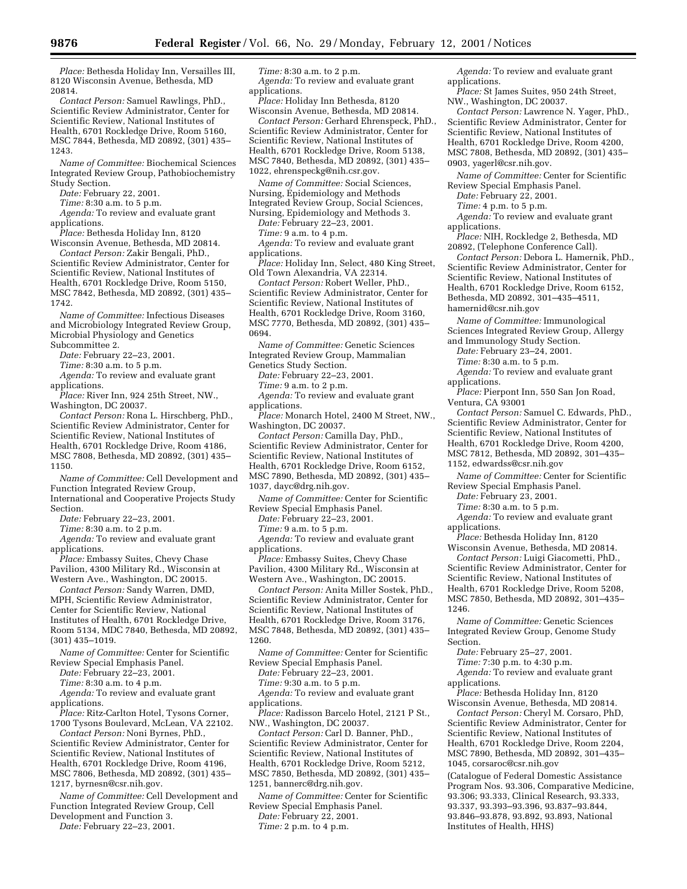*Place:* Bethesda Holiday Inn, Versailles III, 8120 Wisconsin Avenue, Bethesda, MD 20814.

*Contact Person:* Samuel Rawlings, PhD., Scientific Review Administrator, Center for Scientific Review, National Institutes of Health, 6701 Rockledge Drive, Room 5160, MSC 7844, Bethesda, MD 20892, (301) 435–1243.

*Name of Committee:* Biochemical Sciences Integrated Review Group, Pathobiochemistry Study Section.

*Date:* February 22, 2001.

*Time:* 8:30 a.m. to 5 p.m.

*Agenda:* To review and evaluate grant applications.

*Place:* Bethesda Holiday Inn, 8120 Wisconsin Avenue, Bethesda, MD 20814.

*Contact Person:* Zakir Bengali, PhD., Scientific Review Administrator, Center for Scientific Review, National Institutes of Health, 6701 Rockledge Drive, Room 5150, MSC 7842, Bethesda, MD 20892, (301) 435–1742.

*Name of Committee:* Infectious Diseases and Microbiology Integrated Review Group, Microbial Physiology and Genetics Subcommittee 2.

*Date:* February 22–23, 2001.

*Time:* 8:30 a.m. to 5 p.m.

*Agenda:* To review and evaluate grant applications.

*Place:* River Inn, 924 25th Street, NW., Washington, DC 20037.

*Contact Person:* Rona L. Hirschberg, PhD., Scientific Review Administrator, Center for Scientific Review, National Institutes of Health, 6701 Rockledge Drive, Room 4186, MSC 7808, Bethesda, MD 20892, (301) 435–1150.

*Name of Committee:* Cell Development and Function Integrated Review Group, International and Cooperative Projects Study Section.

*Date:* February 22–23, 2001.

*Time:* 8:30 a.m. to 2 p.m.

*Agenda:* To review and evaluate grant applications.

*Place:* Embassy Suites, Chevy Chase Pavilion, 4300 Military Rd., Wisconsin at Western Ave., Washington, DC 20015.

*Contact Person:* Sandy Warren, DMD, MPH, Scientific Review Administrator, Center for Scientific Review, National Institutes of Health, 6701 Rockledge Drive, Room 5134, MDC 7840, Bethesda, MD 20892, (301) 435–1019.

*Name of Committee:* Center for Scientific Review Special Emphasis Panel.

*Date:* February 22–23, 2001.

*Time:* 8:30 a.m. to 4 p.m.

*Agenda:* To review and evaluate grant applications.

*Place:* Ritz-Carlton Hotel, Tysons Corner, 1700 Tysons Boulevard, McLean, VA 22102.

*Contact Person:* Noni Byrnes, PhD., Scientific Review Administrator, Center for Scientific Review, National Institutes of Health, 6701 Rockledge Drive, Room 4196, MSC 7806, Bethesda, MD 20892, (301) 435–1217, byrnesn@csr.nih.gov.

*Name of Committee:* Cell Development and Function Integrated Review Group, Cell Development and Function 3.

*Date:* February 22–23, 2001.

*Time:* 8:30 a.m. to 2 p.m.

*Agenda:* To review and evaluate grant applications.

*Place:* Holiday Inn Bethesda, 8120 Wisconsin Avenue, Bethesda, MD 20814.

*Contact Person:* Gerhard Ehrenspeck, PhD., Scientific Review Administrator, Center for Scientific Review, National Institutes of Health, 6701 Rockledge Drive, Room 5138, MSC 7840, Bethesda, MD 20892, (301) 435–1022, ehrenspeckg@nih.csr.gov.

*Name of Committee:* Social Sciences, Nursing, Epidemiology and Methods Integrated Review Group, Social Sciences, Nursing, Epidemiology and Methods 3.

*Date:* February 22–23, 2001.

*Time:* 9 a.m. to 4 p.m.

*Agenda:* To review and evaluate grant applications.

*Place:* Holiday Inn, Select, 480 King Street, Old Town Alexandria, VA 22314.

*Contact Person:* Robert Weller, PhD., Scientific Review Administrator, Center for Scientific Review, National Institutes of Health, 6701 Rockledge Drive, Room 3160, MSC 7770, Bethesda, MD 20892, (301) 435–0694.

*Name of Committee:* Genetic Sciences Integrated Review Group, Mammalian Genetics Study Section.

*Date:* February 22–23, 2001.

*Time:* 9 a.m. to 2 p.m.

*Agenda:* To review and evaluate grant applications.

*Place:* Monarch Hotel, 2400 M Street, NW., Washington, DC 20037.

*Contact Person:* Camilla Day, PhD., Scientific Review Administrator, Center for Scientific Review, National Institutes of Health, 6701 Rockledge Drive, Room 6152, MSC 7890, Bethesda, MD 20892, (301) 435–1037, dayc@drg.nih.gov.

*Name of Committee:* Center for Scientific Review Special Emphasis Panel.

*Date:* February 22–23, 2001.

*Time:* 9 a.m. to 5 p.m.

*Agenda:* To review and evaluate grant applications.

*Place:* Embassy Suites, Chevy Chase Pavilion, 4300 Military Rd., Wisconsin at Western Ave., Washington, DC 20015.

*Contact Person:* Anita Miller Sostek, PhD., Scientific Review Administrator, Center for Scientific Review, National Institutes of Health, 6701 Rockledge Drive, Room 3176, MSC 7848, Bethesda, MD 20892, (301) 435–1260.

*Name of Committee:* Center for Scientific Review Special Emphasis Panel.

*Date:* February 22–23, 2001.

*Time:* 9:30 a.m. to 5 p.m.

*Agenda:* To review and evaluate grant applications.

*Place:* Radisson Barcelo Hotel, 2121 P St., NW., Washington, DC 20037.

*Contact Person:* Carl D. Banner, PhD., Scientific Review Administrator, Center for Scientific Review, National Institutes of Health, 6701 Rockledge Drive, Room 5212, MSC 7850, Bethesda, MD 20892, (301) 435–1251, bannerc@drg.nih.gov.

*Name of Committee:* Center for Scientific Review Special Emphasis Panel.

*Date:* February 22, 2001.

*Time:* 2 p.m. to 4 p.m.

*Agenda:* To review and evaluate grant applications.

*Place:* St James Suites, 950 24th Street, NW., Washington, DC 20037.

*Contact Person:* Lawrence N. Yager, PhD., Scientific Review Administrator, Center for Scientific Review, National Institutes of Health, 6701 Rockledge Drive, Room 4200, MSC 7808, Bethesda, MD 20892, (301) 435–0903, yagerl@csr.nih.gov.

*Name of Committee:* Center for Scientific Review Special Emphasis Panel.

*Date:* February 22, 2001.

*Time:* 4 p.m. to 5 p.m.

*Agenda:* To review and evaluate grant applications.

*Place:* NIH, Rockledge 2, Bethesda, MD 20892, (Telephone Conference Call).

*Contact Person:* Debora L. Hamernik, PhD., Scientific Review Administrator, Center for Scientific Review, National Institutes of Health, 6701 Rockledge Drive, Room 6152, Bethesda, MD 20892, 301–435–4511, hamernid@csr.nih.gov

*Name of Committee:* Immunological Sciences Integrated Review Group, Allergy and Immunology Study Section.

*Date:* February 23–24, 2001.

*Time:* 8:30 a.m. to 5 p.m.

*Agenda:* To review and evaluate grant applications.

*Place:* Pierpont Inn, 550 San Jon Road, Ventura, CA 93001

*Contact Person:* Samuel C. Edwards, PhD., Scientific Review Administrator, Center for Scientific Review, National Institutes of Health, 6701 Rockledge Drive, Room 4200, MSC 7812, Bethesda, MD 20892, 301–435–1152, edwardss@csr.nih.gov

*Name of Committee:* Center for Scientific Review Special Emphasis Panel.

*Date:* February 23, 2001.

*Time:* 8:30 a.m. to 5 p.m.

*Agenda:* To review and evaluate grant applications.

*Place:* Bethesda Holiday Inn, 8120 Wisconsin Avenue, Bethesda, MD 20814.

*Contact Person:* Luigi Giacometti, PhD., Scientific Review Administrator, Center for Scientific Review, National Institutes of Health, 6701 Rockledge Drive, Room 5208, MSC 7850, Bethesda, MD 20892, 301–435–1246.

*Name of Committee:* Genetic Sciences Integrated Review Group, Genome Study Section.

*Date:* February 25–27, 2001.

*Time:* 7:30 p.m. to 4:30 p.m.

*Agenda:* To review and evaluate grant applications.

*Place:* Bethesda Holiday Inn, 8120 Wisconsin Avenue, Bethesda, MD 20814.

*Contact Person:* Cheryl M. Corsaro, PhD, Scientific Review Administrator, Center for Scientific Review, National Institutes of Health, 6701 Rockledge Drive, Room 2204, MSC 7890, Bethesda, MD 20892, 301–435–1045, corsaroc@csr.nih.gov

(Catalogue of Federal Domestic Assistance Program Nos. 93.306, Comparative Medicine, 93.306; 93.333, Clinical Research, 93.333, 93.337, 93.393–93.396, 93.837–93.844, 93.846–93.878, 93.892, 93.893, National Institutes of Health, HHS)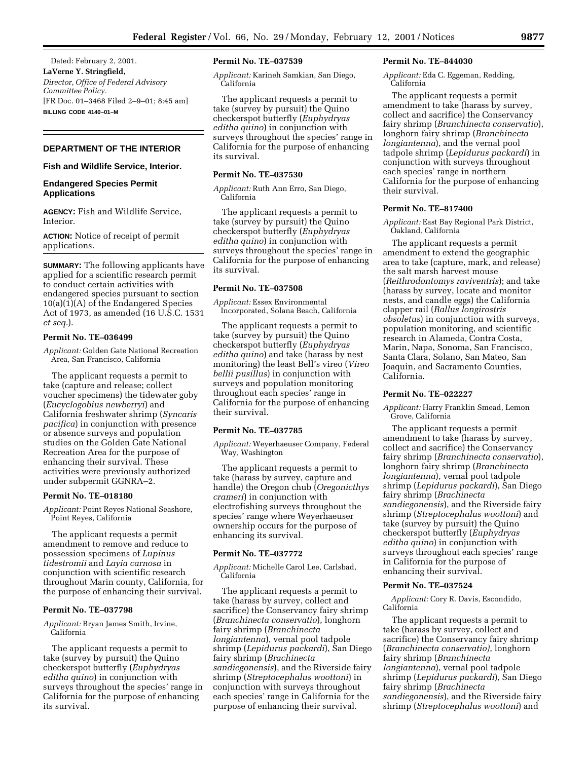Dated: February 2, 2001.

**LaVerne Y. Stringfield,**

*Director, Office of Federal Advisory Committee Policy.*

[FR Doc. 01–3468 Filed 2–9–01; 8:45 am]

**BILLING CODE 4140–01–M**

## DEPARTMENT OF THE INTERIOR

### Fish and Wildlife Service, Interior.

### Endangered Species Permit Applications

**AGENCY:** Fish and Wildlife Service, Interior.

**ACTION:** Notice of receipt of permit applications.

**SUMMARY:** The following applicants have applied for a scientific research permit to conduct certain activities with endangered species pursuant to section 10(a)(1)(A) of the Endangered Species Act of 1973, as amended (16 U.S.C. 1531 *et seq.*).

**Permit No. TE–036499**

*Applicant:* Golden Gate National Recreation Area, San Francisco, California

The applicant requests a permit to take (capture and release; collect voucher specimens) the tidewater goby (*Eucyclogobius newberryi*) and California freshwater shrimp (*Syncaris pacifica*) in conjunction with presence or absence surveys and population studies on the Golden Gate National Recreation Area for the purpose of enhancing their survival. These activities were previously authorized under subpermit GGNRA–2.

**Permit No. TE–018180**

*Applicant:* Point Reyes National Seashore, Point Reyes, California

The applicant requests a permit amendment to remove and reduce to possession specimens of *Lupinus tidestromii* and *Layia carnosa* in conjunction with scientific research throughout Marin county, California, for the purpose of enhancing their survival.

**Permit No. TE–037798**

*Applicant:* Bryan James Smith, Irvine, California

The applicant requests a permit to take (survey by pursuit) the Quino checkerspot butterfly (*Euphydryas editha quino*) in conjunction with surveys throughout the species' range in California for the purpose of enhancing its survival.

**Permit No. TE–037539**

*Applicant:* Karineh Samkian, San Diego, California

The applicant requests a permit to take (survey by pursuit) the Quino checkerspot butterfly (*Euphydryas editha quino*) in conjunction with surveys throughout the species' range in California for the purpose of enhancing its survival.

**Permit No. TE–037530**

*Applicant:* Ruth Ann Erro, San Diego, California

The applicant requests a permit to take (survey by pursuit) the Quino checkerspot butterfly (*Euphydryas editha quino*) in conjunction with surveys throughout the species' range in California for the purpose of enhancing its survival.

**Permit No. TE–037508**

*Applicant:* Essex Environmental Incorporated, Solana Beach, California

The applicant requests a permit to take (survey by pursuit) the Quino checkerspot butterfly (*Euphydryas editha quino*) and take (harass by nest monitoring) the least Bell's vireo (*Vireo bellii pusillus*) in conjunction with surveys and population monitoring throughout each species' range in California for the purpose of enhancing their survival.

**Permit No. TE–037785**

*Applicant:* Weyerhaeuser Company, Federal Way, Washington

The applicant requests a permit to take (harass by survey, capture and handle) the Oregon chub (*Oregonicthys crameri*) in conjunction with electrofishing surveys throughout the species' range where Weyerhaeuser ownership occurs for the purpose of enhancing its survival.

**Permit No. TE–037772**

*Applicant:* Michelle Carol Lee, Carlsbad, California

The applicant requests a permit to take (harass by survey, collect and sacrifice) the Conservancy fairy shrimp (*Branchinecta conservatio*), longhorn fairy shrimp (*Branchinecta longiantenna*), vernal pool tadpole shrimp (*Lepidurus packardi*), San Diego fairy shrimp (*Brachinecta sandiegonensis*), and the Riverside fairy shrimp (*Streptocephalus woottoni*) in conjunction with surveys throughout each species' range in California for the purpose of enhancing their survival.

**Permit No. TE–844030**

*Applicant:* Eda C. Eggeman, Redding, California

The applicant requests a permit amendment to take (harass by survey, collect and sacrifice) the Conservancy fairy shrimp (*Branchinecta conservatio*), longhorn fairy shrimp (*Branchinecta longiantenna*), and the vernal pool tadpole shrimp (*Lepidurus packardi*) in conjunction with surveys throughout each species' range in northern California for the purpose of enhancing their survival.

**Permit No. TE–817400**

*Applicant:* East Bay Regional Park District, Oakland, California

The applicant requests a permit amendment to extend the geographic area to take (capture, mark, and release) the salt marsh harvest mouse (*Reithrodontomys raviventris*); and take (harass by survey, locate and monitor nests, and candle eggs) the California clapper rail (*Rallus longirostris obsoletus*) in conjunction with surveys, population monitoring, and scientific research in Alameda, Contra Costa, Marin, Napa, Sonoma, San Francisco, Santa Clara, Solano, San Mateo, San Joaquin, and Sacramento Counties, California.

**Permit No. TE–022227**

*Applicant:* Harry Franklin Smead, Lemon Grove, California

The applicant requests a permit amendment to take (harass by survey, collect and sacrifice) the Conservancy fairy shrimp (*Branchinecta conservatio*), longhorn fairy shrimp (*Branchinecta longiantenna*), vernal pool tadpole shrimp (*Lepidurus packardi*), San Diego fairy shrimp (*Brachinecta sandiegonensis*), and the Riverside fairy shrimp (*Streptocephalus woottoni*) and take (survey by pursuit) the Quino checkerspot butterfly (*Euphydryas editha quino*) in conjunction with surveys throughout each species' range in California for the purpose of enhancing their survival.

**Permit No. TE–037524**

*Applicant:* Cory R. Davis, Escondido, California

The applicant requests a permit to take (harass by survey, collect and sacrifice) the Conservancy fairy shrimp (*Branchinecta conservatio)*, longhorn fairy shrimp (*Branchinecta longiantenna*), vernal pool tadpole shrimp (*Lepidurus packardi*), San Diego fairy shrimp (*Brachinecta sandiegonensis*), and the Riverside fairy shrimp (*Streptocephalus woottoni*) and